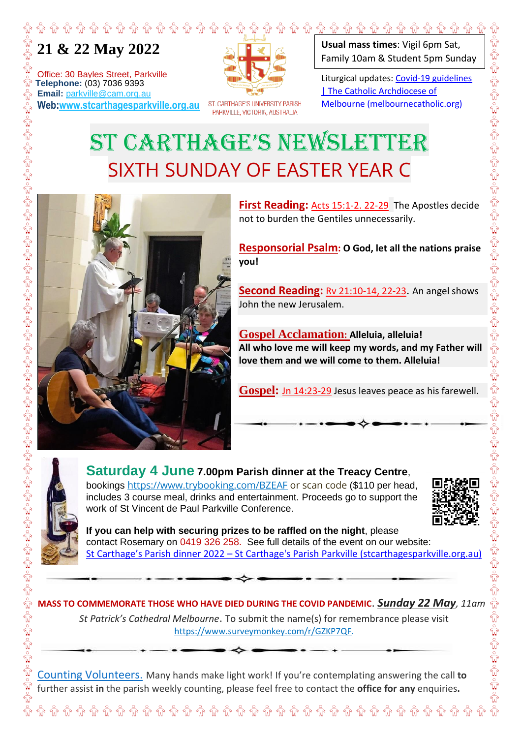# 21 & 22 May 2022

Office: 30 Bayles Street, Parkville
**Telephone:** (03) 7036 9393
**Email:** parkville@cam.org.au
**Web:** www.stcarthagesparkville.org.au

ST. CARTHAGE'S UNIVERSITY PARISH
PARKVILLE, VICTORIA, AUSTRALIA

**Usual mass times**: Vigil 6pm Sat, Family 10am & Student 5pm Sunday

Liturgical updates: Covid-19 guidelines | The Catholic Archdiocese of Melbourne (melbournecatholic.org)

# ST CARTHAGE'S NEWSLETTER

## SIXTH SUNDAY OF EASTER YEAR C

**First Reading:** Acts 15:1-2. 22-29 The Apostles decide not to burden the Gentiles unnecessarily.

**Responsorial Psalm: O God, let all the nations praise you!**

**Second Reading:** Rv 21:10-14, 22-23. An angel shows John the new Jerusalem.

**Gospel Acclamation: Alleluia, alleluia! All who love me will keep my words, and my Father will love them and we will come to them. Alleluia!**

**Gospel:** Jn 14:23-29 Jesus leaves peace as his farewell.

---

**Saturday 4 June 7.00pm Parish dinner at the Treacy Centre**, bookings https://www.trybooking.com/BZEAF or scan code ($110 per head, includes 3 course meal, drinks and entertainment. Proceeds go to support the work of St Vincent de Paul Parkville Conference.

**If you can help with securing prizes to be raffled on the night**, please contact Rosemary on 0419 326 258. See full details of the event on our website: St Carthage's Parish dinner 2022 – St Carthage's Parish Parkville (stcarthagesparkville.org.au)

---

**MASS TO COMMEMORATE THOSE WHO HAVE DIED DURING THE COVID PANDEMIC. *Sunday 22 May*,** *11am St Patrick's Cathedral Melbourne*. To submit the name(s) for remembrance please visit https://www.surveymonkey.com/r/GZKP7QF.

---

Counting Volunteers. Many hands make light work! If you're contemplating answering the call **to** further assist **in** the parish weekly counting, please feel free to contact the **office for any** enquiries**.**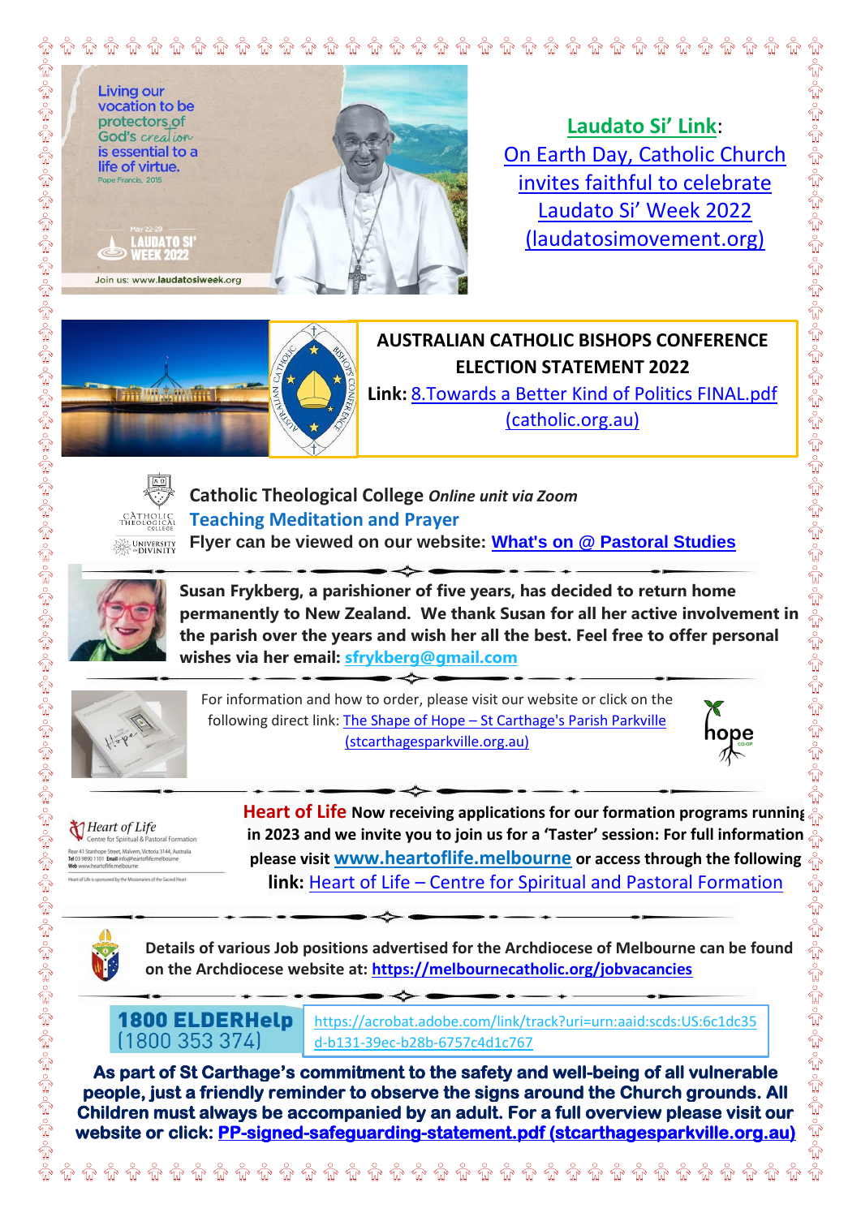Living our vocation to be protectors of God's creation is essential to a life of virtue.
Pope Francis, 2015

May 22-29
LAUDATO SI' WEEK 2022

Join us: www.laudatosiweek.org

**Laudato Si' Link**:
On Earth Day, Catholic Church invites faithful to celebrate Laudato Si' Week 2022 (laudatosimovement.org)

**AUSTRALIAN CATHOLIC BISHOPS CONFERENCE ELECTION STATEMENT 2022**

**Link:** 8.Towards a Better Kind of Politics FINAL.pdf (catholic.org.au)

**Catholic Theological College** ***Online unit via Zoom***

**Teaching Meditation and Prayer**

**Flyer can be viewed on our website: What's on @ Pastoral Studies**

---

**Susan Frykberg, a parishioner of five years, has decided to return home permanently to New Zealand. We thank Susan for all her active involvement in the parish over the years and wish her all the best. Feel free to offer personal wishes via her email: sfrykberg@gmail.com**

---

For information and how to order, please visit our website or click on the following direct link: The Shape of Hope – St Carthage's Parish Parkville (stcarthagesparkville.org.au)

---

Heart of Life
Centre for Spiritual & Pastoral Formation
Rear 41 Stanhope Street, Malvern, Victoria 3144, Australia
Tel 03 9890 1101 Email info@heartoflife.melbourne
Web www.heartoflife.melbourne
Heart of Life is sponsored by the Missionaries of the Sacred Heart

**Heart of Life Now receiving applications for our formation programs running in 2023 and we invite you to join us for a 'Taster' session: For full information please visit www.heartoflife.melbourne or access through the following link:** Heart of Life – Centre for Spiritual and Pastoral Formation

---

**Details of various Job positions advertised for the Archdiocese of Melbourne can be found on the Archdiocese website at: https://melbournecatholic.org/jobvacancies**

---

**1800 ELDERHelp**
(1800 353 374)

https://acrobat.adobe.com/link/track?uri=urn:aaid:scds:US:6c1dc35d-b131-39ec-b28b-6757c4d1c767

**As part of St Carthage's commitment to the safety and well-being of all vulnerable people, just a friendly reminder to observe the signs around the Church grounds. All Children must always be accompanied by an adult. For a full overview please visit our website or click: PP-signed-safeguarding-statement.pdf (stcarthagesparkville.org.au)**